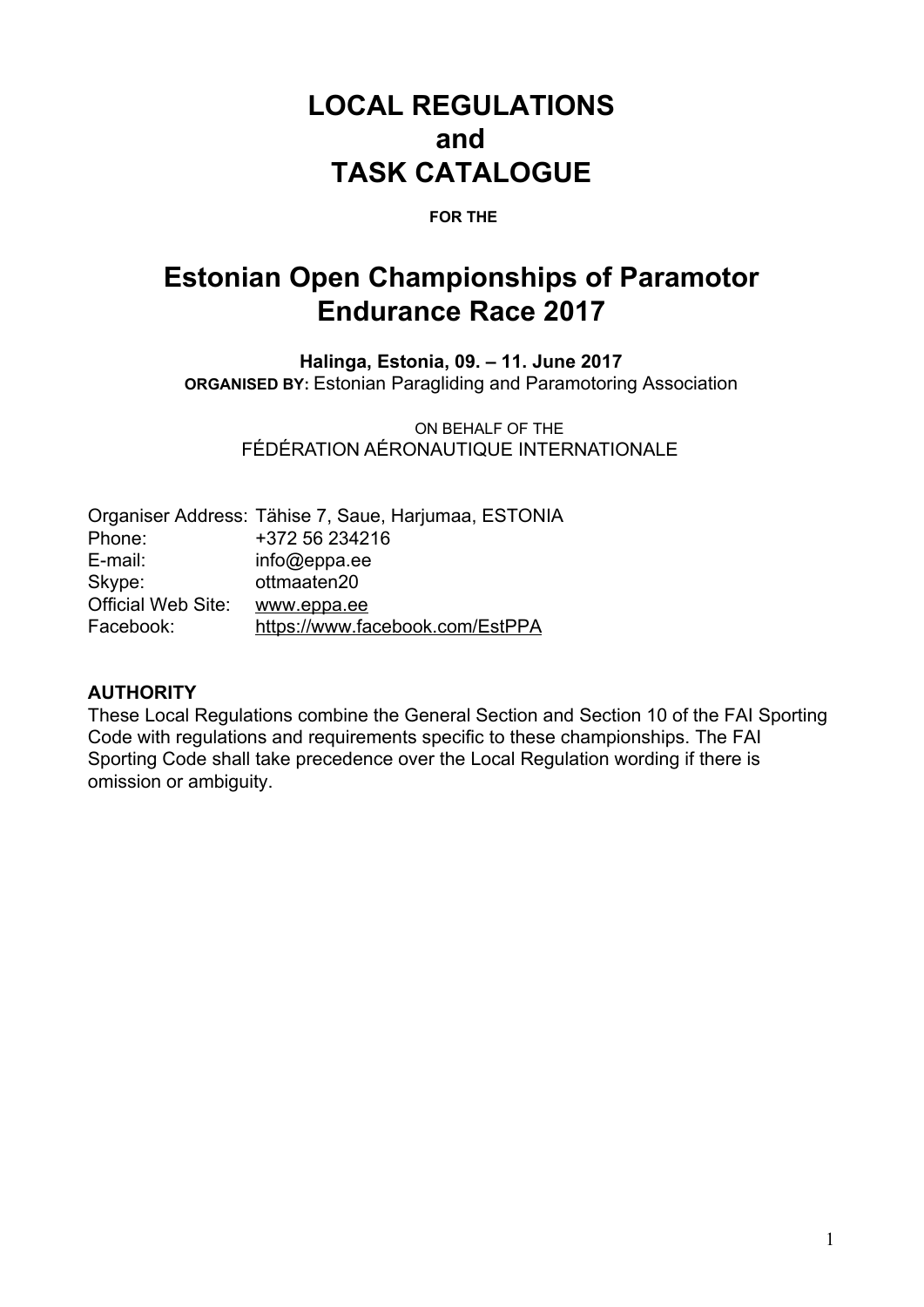# LOCAL REGULATIONS
# and
# TASK CATALOGUE

**FOR THE**

# Estonian Open Championships of Paramotor Endurance Race 2017

**Halinga, Estonia, 09. – 11. June 2017**

**ORGANISED BY:** Estonian Paragliding and Paramotoring Association

ON BEHALF OF THE

FÉDÉRATION AÉRONAUTIQUE INTERNATIONALE

| | |
|---|---|
| Organiser Address: | Tähise 7, Saue, Harjumaa, ESTONIA |
| Phone: | +372 56 234216 |
| E-mail: | info@eppa.ee |
| Skype: | ottmaaten20 |
| Official Web Site: | www.eppa.ee |
| Facebook: | https://www.facebook.com/EstPPA |

**AUTHORITY**

These Local Regulations combine the General Section and Section 10 of the FAI Sporting Code with regulations and requirements specific to these championships. The FAI Sporting Code shall take precedence over the Local Regulation wording if there is omission or ambiguity.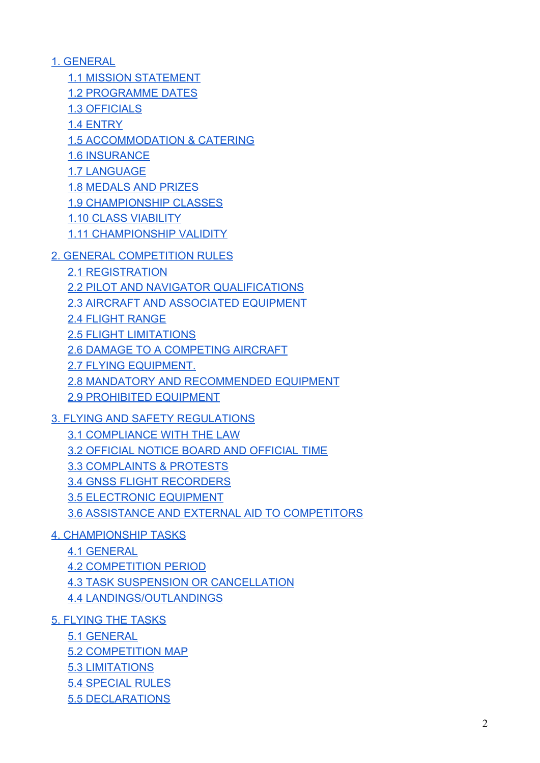- 1. GENERAL
  - 1.1 MISSION STATEMENT
  - 1.2 PROGRAMME DATES
  - 1.3 OFFICIALS
  - 1.4 ENTRY
  - 1.5 ACCOMMODATION & CATERING
  - 1.6 INSURANCE
  - 1.7 LANGUAGE
  - 1.8 MEDALS AND PRIZES
  - 1.9 CHAMPIONSHIP CLASSES
  - 1.10 CLASS VIABILITY
  - 1.11 CHAMPIONSHIP VALIDITY
- 2. GENERAL COMPETITION RULES
  - 2.1 REGISTRATION
  - 2.2 PILOT AND NAVIGATOR QUALIFICATIONS
  - 2.3 AIRCRAFT AND ASSOCIATED EQUIPMENT
  - 2.4 FLIGHT RANGE
  - 2.5 FLIGHT LIMITATIONS
  - 2.6 DAMAGE TO A COMPETING AIRCRAFT
  - 2.7 FLYING EQUIPMENT.
  - 2.8 MANDATORY AND RECOMMENDED EQUIPMENT
  - 2.9 PROHIBITED EQUIPMENT
- 3. FLYING AND SAFETY REGULATIONS
  - 3.1 COMPLIANCE WITH THE LAW
  - 3.2 OFFICIAL NOTICE BOARD AND OFFICIAL TIME
  - 3.3 COMPLAINTS & PROTESTS
  - 3.4 GNSS FLIGHT RECORDERS
  - 3.5 ELECTRONIC EQUIPMENT
  - 3.6 ASSISTANCE AND EXTERNAL AID TO COMPETITORS
- 4. CHAMPIONSHIP TASKS
  - 4.1 GENERAL
  - 4.2 COMPETITION PERIOD
  - 4.3 TASK SUSPENSION OR CANCELLATION
  - 4.4 LANDINGS/OUTLANDINGS
- 5. FLYING THE TASKS
  - 5.1 GENERAL
  - 5.2 COMPETITION MAP
  - 5.3 LIMITATIONS
  - 5.4 SPECIAL RULES
  - 5.5 DECLARATIONS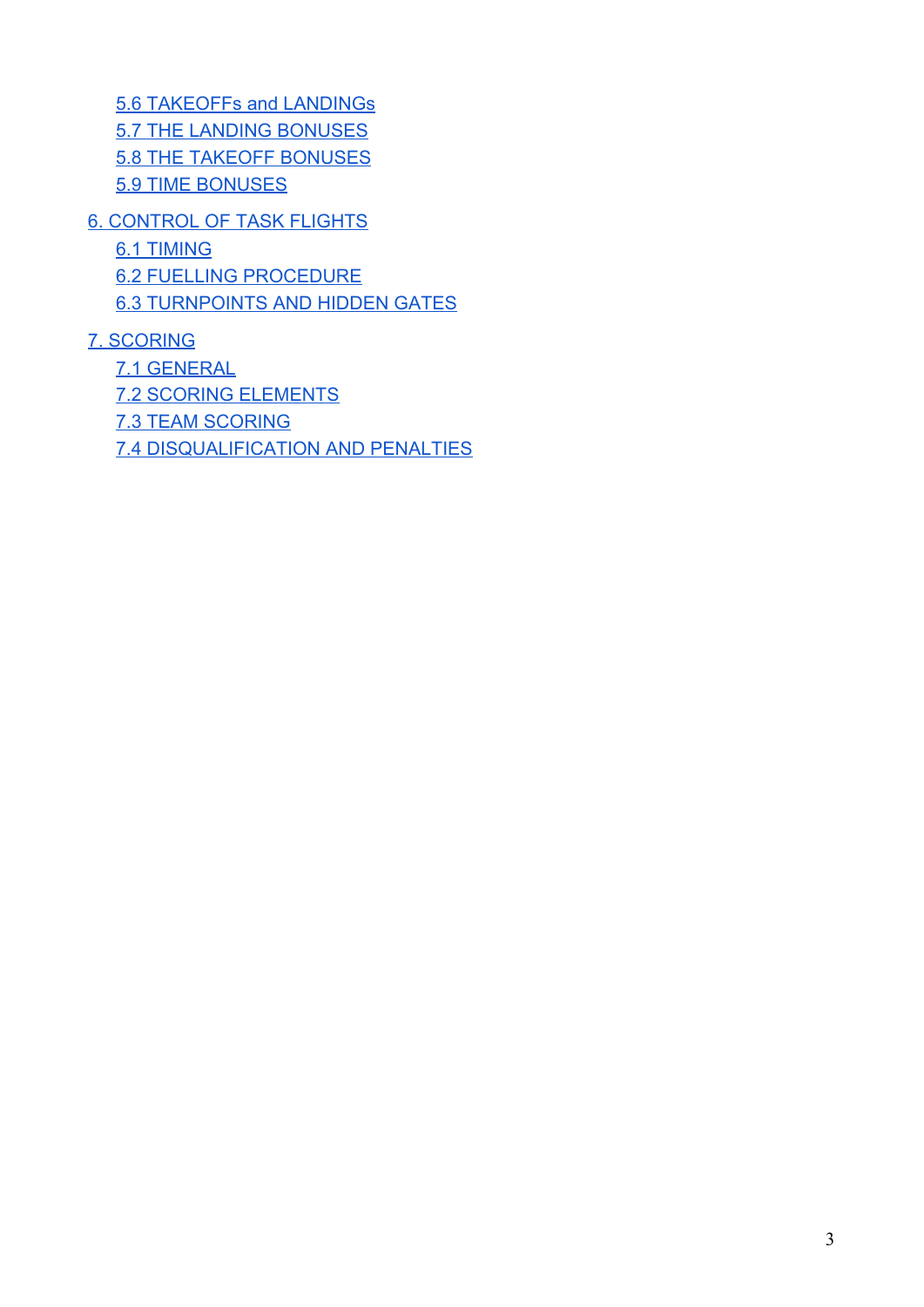- 5.6 TAKEOFFs and LANDINGs
- 5.7 THE LANDING BONUSES
- 5.8 THE TAKEOFF BONUSES
- 5.9 TIME BONUSES

6. CONTROL OF TASK FLIGHTS
- 6.1 TIMING
- 6.2 FUELLING PROCEDURE
- 6.3 TURNPOINTS AND HIDDEN GATES

7. SCORING
- 7.1 GENERAL
- 7.2 SCORING ELEMENTS
- 7.3 TEAM SCORING
- 7.4 DISQUALIFICATION AND PENALTIES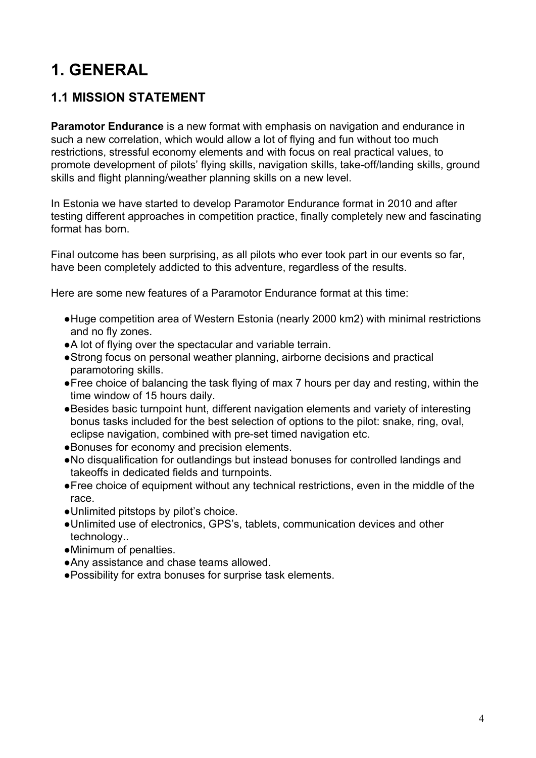# 1. GENERAL

## 1.1 MISSION STATEMENT

**Paramotor Endurance** is a new format with emphasis on navigation and endurance in such a new correlation, which would allow a lot of flying and fun without too much restrictions, stressful economy elements and with focus on real practical values, to promote development of pilots' flying skills, navigation skills, take-off/landing skills, ground skills and flight planning/weather planning skills on a new level.

In Estonia we have started to develop Paramotor Endurance format in 2010 and after testing different approaches in competition practice, finally completely new and fascinating format has born.

Final outcome has been surprising, as all pilots who ever took part in our events so far, have been completely addicted to this adventure, regardless of the results.

Here are some new features of a Paramotor Endurance format at this time:

- Huge competition area of Western Estonia (nearly 2000 km2) with minimal restrictions and no fly zones.
- A lot of flying over the spectacular and variable terrain.
- Strong focus on personal weather planning, airborne decisions and practical paramotoring skills.
- Free choice of balancing the task flying of max 7 hours per day and resting, within the time window of 15 hours daily.
- Besides basic turnpoint hunt, different navigation elements and variety of interesting bonus tasks included for the best selection of options to the pilot: snake, ring, oval, eclipse navigation, combined with pre-set timed navigation etc.
- Bonuses for economy and precision elements.
- No disqualification for outlandings but instead bonuses for controlled landings and takeoffs in dedicated fields and turnpoints.
- Free choice of equipment without any technical restrictions, even in the middle of the race.
- Unlimited pitstops by pilot's choice.
- Unlimited use of electronics, GPS's, tablets, communication devices and other technology..
- Minimum of penalties.
- Any assistance and chase teams allowed.
- Possibility for extra bonuses for surprise task elements.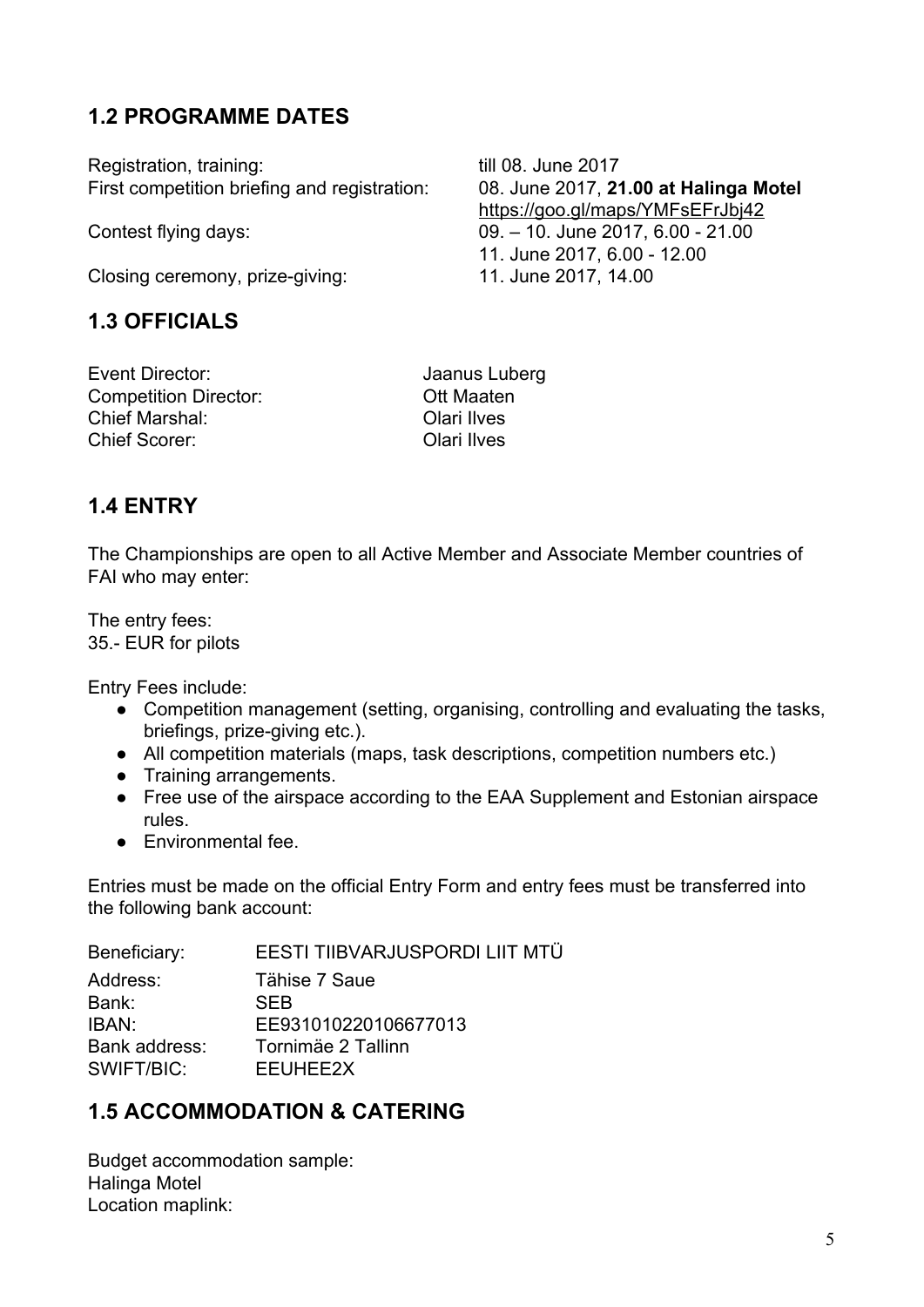## 1.2 PROGRAMME DATES

| | |
|---|---|
| Registration, training: | till 08. June 2017 |
| First competition briefing and registration: | 08. June 2017, **21.00 at Halinga Motel** https://goo.gl/maps/YMFsEFrJbj42 |
| Contest flying days: | 09. – 10. June 2017, 6.00 - 21.00 |
| | 11. June 2017, 6.00 - 12.00 |
| Closing ceremony, prize-giving: | 11. June 2017, 14.00 |

## 1.3 OFFICIALS

| | |
|---|---|
| Event Director: | Jaanus Luberg |
| Competition Director: | Ott Maaten |
| Chief Marshal: | Olari Ilves |
| Chief Scorer: | Olari Ilves |

## 1.4 ENTRY

The Championships are open to all Active Member and Associate Member countries of FAI who may enter:

The entry fees:
35.- EUR for pilots

Entry Fees include:

- Competition management (setting, organising, controlling and evaluating the tasks, briefings, prize-giving etc.).
- All competition materials (maps, task descriptions, competition numbers etc.)
- Training arrangements.
- Free use of the airspace according to the EAA Supplement and Estonian airspace rules.
- Environmental fee.

Entries must be made on the official Entry Form and entry fees must be transferred into the following bank account:

| | |
|---|---|
| Beneficiary: | EESTI TIIBVARJUSPORDI LIIT MTÜ |
| Address: | Tähise 7 Saue |
| Bank: | SEB |
| IBAN: | EE931010220106677013 |
| Bank address: | Tornimäe 2 Tallinn |
| SWIFT/BIC: | EEUHEE2X |

## 1.5 ACCOMMODATION & CATERING

Budget accommodation sample:
Halinga Motel
Location maplink: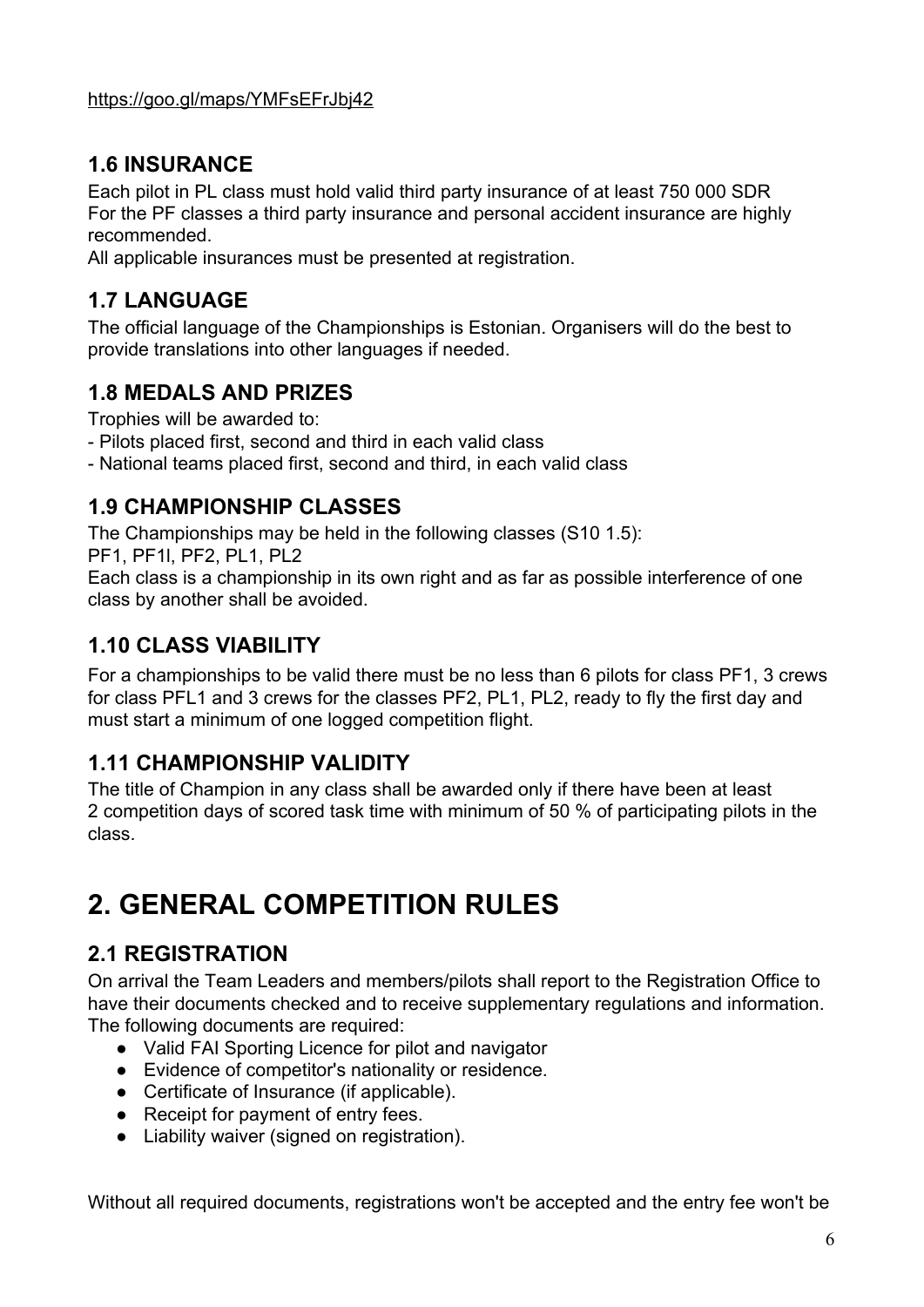https://goo.gl/maps/YMFsEFrJbj42

## 1.6 INSURANCE

Each pilot in PL class must hold valid third party insurance of at least 750 000 SDR
For the PF classes a third party insurance and personal accident insurance are highly recommended.
All applicable insurances must be presented at registration.

## 1.7 LANGUAGE

The official language of the Championships is Estonian. Organisers will do the best to provide translations into other languages if needed.

## 1.8 MEDALS AND PRIZES

Trophies will be awarded to:
- Pilots placed first, second and third in each valid class
- National teams placed first, second and third, in each valid class

## 1.9 CHAMPIONSHIP CLASSES

The Championships may be held in the following classes (S10 1.5):
PF1, PF1l, PF2, PL1, PL2
Each class is a championship in its own right and as far as possible interference of one class by another shall be avoided.

## 1.10 CLASS VIABILITY

For a championships to be valid there must be no less than 6 pilots for class PF1, 3 crews for class PFL1 and 3 crews for the classes PF2, PL1, PL2, ready to fly the first day and must start a minimum of one logged competition flight.

## 1.11 CHAMPIONSHIP VALIDITY

The title of Champion in any class shall be awarded only if there have been at least 2 competition days of scored task time with minimum of 50 % of participating pilots in the class.

# 2. GENERAL COMPETITION RULES

## 2.1 REGISTRATION

On arrival the Team Leaders and members/pilots shall report to the Registration Office to have their documents checked and to receive supplementary regulations and information. The following documents are required:

- Valid FAI Sporting Licence for pilot and navigator
- Evidence of competitor's nationality or residence.
- Certificate of Insurance (if applicable).
- Receipt for payment of entry fees.
- Liability waiver (signed on registration).

Without all required documents, registrations won't be accepted and the entry fee won't be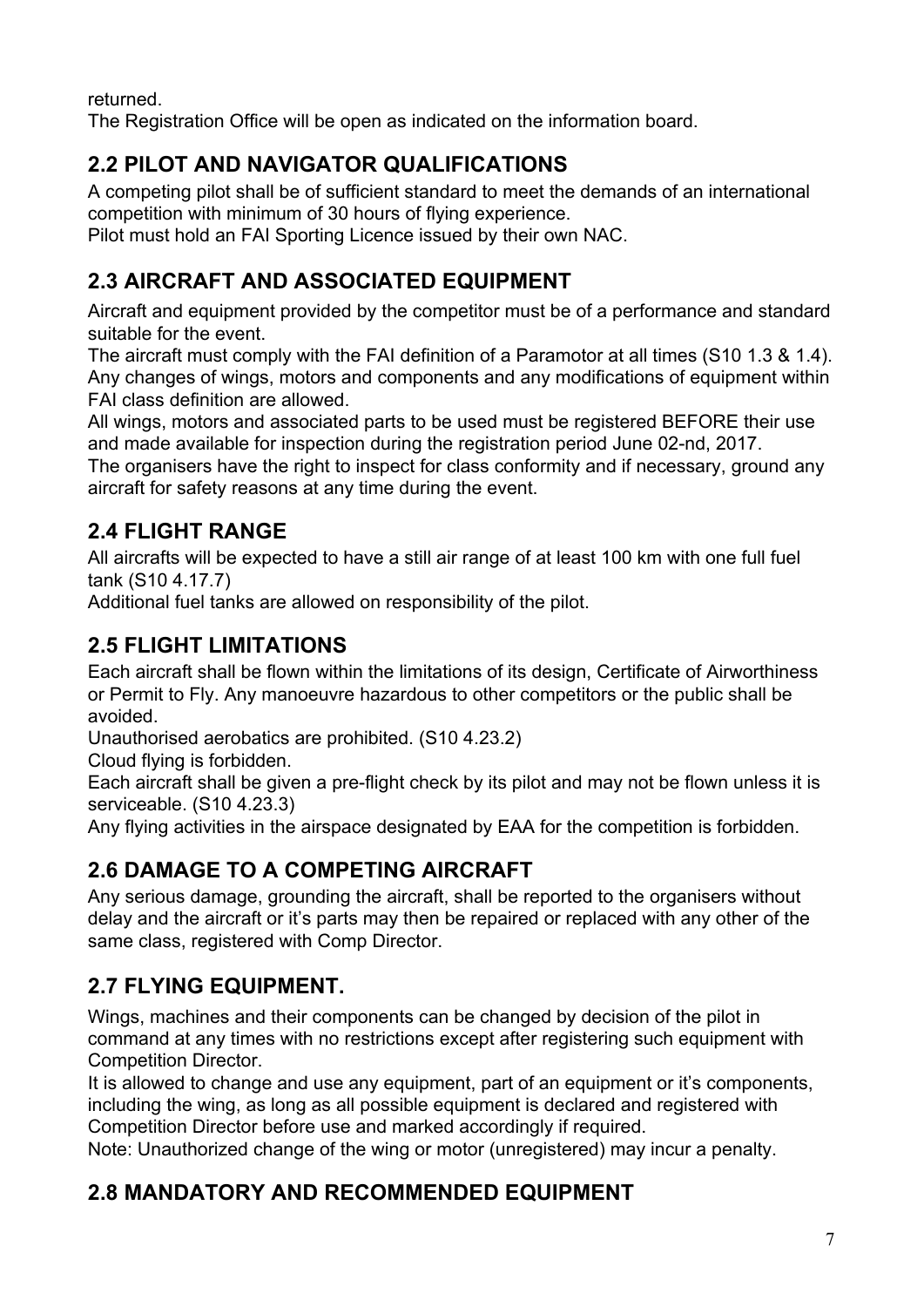returned.

The Registration Office will be open as indicated on the information board.

## 2.2 PILOT AND NAVIGATOR QUALIFICATIONS

A competing pilot shall be of sufficient standard to meet the demands of an international competition with minimum of 30 hours of flying experience.

Pilot must hold an FAI Sporting Licence issued by their own NAC.

## 2.3 AIRCRAFT AND ASSOCIATED EQUIPMENT

Aircraft and equipment provided by the competitor must be of a performance and standard suitable for the event.

The aircraft must comply with the FAI definition of a Paramotor at all times (S10 1.3 & 1.4).

Any changes of wings, motors and components and any modifications of equipment within FAI class definition are allowed.

All wings, motors and associated parts to be used must be registered BEFORE their use and made available for inspection during the registration period June 02-nd, 2017.

The organisers have the right to inspect for class conformity and if necessary, ground any aircraft for safety reasons at any time during the event.

## 2.4 FLIGHT RANGE

All aircrafts will be expected to have a still air range of at least 100 km with one full fuel tank (S10 4.17.7)

Additional fuel tanks are allowed on responsibility of the pilot.

## 2.5 FLIGHT LIMITATIONS

Each aircraft shall be flown within the limitations of its design, Certificate of Airworthiness or Permit to Fly. Any manoeuvre hazardous to other competitors or the public shall be avoided.

Unauthorised aerobatics are prohibited. (S10 4.23.2)

Cloud flying is forbidden.

Each aircraft shall be given a pre-flight check by its pilot and may not be flown unless it is serviceable. (S10 4.23.3)

Any flying activities in the airspace designated by EAA for the competition is forbidden.

## 2.6 DAMAGE TO A COMPETING AIRCRAFT

Any serious damage, grounding the aircraft, shall be reported to the organisers without delay and the aircraft or it's parts may then be repaired or replaced with any other of the same class, registered with Comp Director.

## 2.7 FLYING EQUIPMENT.

Wings, machines and their components can be changed by decision of the pilot in command at any times with no restrictions except after registering such equipment with Competition Director.

It is allowed to change and use any equipment, part of an equipment or it's components, including the wing, as long as all possible equipment is declared and registered with Competition Director before use and marked accordingly if required.

Note: Unauthorized change of the wing or motor (unregistered) may incur a penalty.

## 2.8 MANDATORY AND RECOMMENDED EQUIPMENT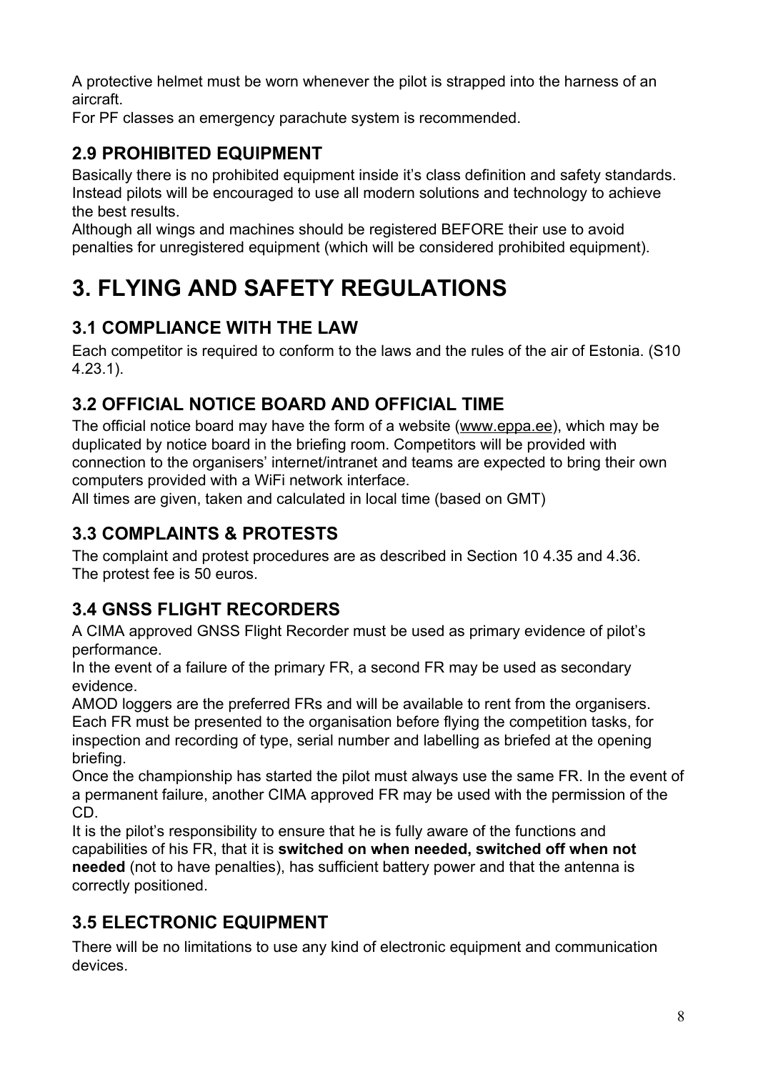A protective helmet must be worn whenever the pilot is strapped into the harness of an aircraft.
For PF classes an emergency parachute system is recommended.

## 2.9 PROHIBITED EQUIPMENT

Basically there is no prohibited equipment inside it's class definition and safety standards. Instead pilots will be encouraged to use all modern solutions and technology to achieve the best results.
Although all wings and machines should be registered BEFORE their use to avoid penalties for unregistered equipment (which will be considered prohibited equipment).

# 3. FLYING AND SAFETY REGULATIONS

## 3.1 COMPLIANCE WITH THE LAW

Each competitor is required to conform to the laws and the rules of the air of Estonia. (S10 4.23.1).

## 3.2 OFFICIAL NOTICE BOARD AND OFFICIAL TIME

The official notice board may have the form of a website (www.eppa.ee), which may be duplicated by notice board in the briefing room. Competitors will be provided with connection to the organisers' internet/intranet and teams are expected to bring their own computers provided with a WiFi network interface.
All times are given, taken and calculated in local time (based on GMT)

## 3.3 COMPLAINTS & PROTESTS

The complaint and protest procedures are as described in Section 10 4.35 and 4.36.
The protest fee is 50 euros.

## 3.4 GNSS FLIGHT RECORDERS

A CIMA approved GNSS Flight Recorder must be used as primary evidence of pilot's performance.
In the event of a failure of the primary FR, a second FR may be used as secondary evidence.
AMOD loggers are the preferred FRs and will be available to rent from the organisers.
Each FR must be presented to the organisation before flying the competition tasks, for inspection and recording of type, serial number and labelling as briefed at the opening briefing.
Once the championship has started the pilot must always use the same FR. In the event of a permanent failure, another CIMA approved FR may be used with the permission of the CD.
It is the pilot's responsibility to ensure that he is fully aware of the functions and capabilities of his FR, that it is **switched on when needed, switched off when not needed** (not to have penalties), has sufficient battery power and that the antenna is correctly positioned.

## 3.5 ELECTRONIC EQUIPMENT

There will be no limitations to use any kind of electronic equipment and communication devices.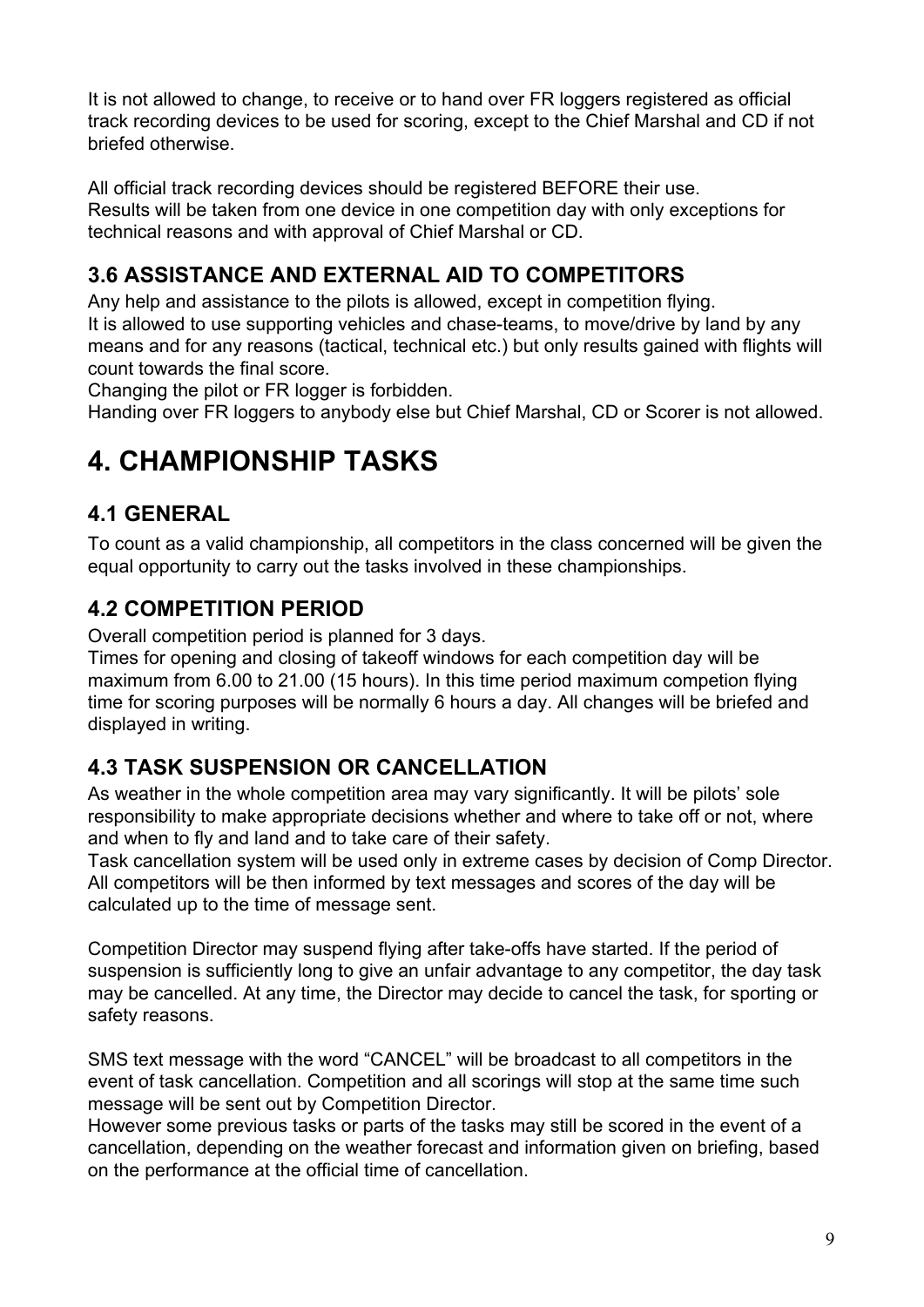It is not allowed to change, to receive or to hand over FR loggers registered as official track recording devices to be used for scoring, except to the Chief Marshal and CD if not briefed otherwise.

All official track recording devices should be registered BEFORE their use.
Results will be taken from one device in one competition day with only exceptions for technical reasons and with approval of Chief Marshal or CD.

### 3.6 ASSISTANCE AND EXTERNAL AID TO COMPETITORS

Any help and assistance to the pilots is allowed, except in competition flying.
It is allowed to use supporting vehicles and chase-teams, to move/drive by land by any means and for any reasons (tactical, technical etc.) but only results gained with flights will count towards the final score.
Changing the pilot or FR logger is forbidden.
Handing over FR loggers to anybody else but Chief Marshal, CD or Scorer is not allowed.

# 4. CHAMPIONSHIP TASKS

### 4.1 GENERAL

To count as a valid championship, all competitors in the class concerned will be given the equal opportunity to carry out the tasks involved in these championships.

### 4.2 COMPETITION PERIOD

Overall competition period is planned for 3 days.
Times for opening and closing of takeoff windows for each competition day will be maximum from 6.00 to 21.00 (15 hours). In this time period maximum competion flying time for scoring purposes will be normally 6 hours a day. All changes will be briefed and displayed in writing.

### 4.3 TASK SUSPENSION OR CANCELLATION

As weather in the whole competition area may vary significantly. It will be pilots' sole responsibility to make appropriate decisions whether and where to take off or not, where and when to fly and land and to take care of their safety.
Task cancellation system will be used only in extreme cases by decision of Comp Director. All competitors will be then informed by text messages and scores of the day will be calculated up to the time of message sent.

Competition Director may suspend flying after take-offs have started. If the period of suspension is sufficiently long to give an unfair advantage to any competitor, the day task may be cancelled. At any time, the Director may decide to cancel the task, for sporting or safety reasons.

SMS text message with the word "CANCEL" will be broadcast to all competitors in the event of task cancellation. Competition and all scorings will stop at the same time such message will be sent out by Competition Director.
However some previous tasks or parts of the tasks may still be scored in the event of a cancellation, depending on the weather forecast and information given on briefing, based on the performance at the official time of cancellation.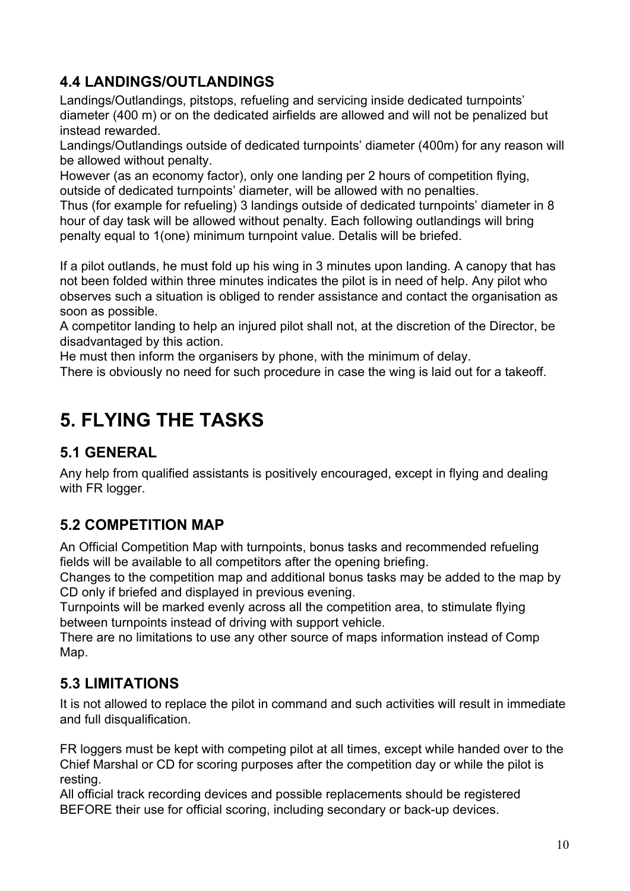### 4.4 LANDINGS/OUTLANDINGS

Landings/Outlandings, pitstops, refueling and servicing inside dedicated turnpoints' diameter (400 m) or on the dedicated airfields are allowed and will not be penalized but instead rewarded.

Landings/Outlandings outside of dedicated turnpoints' diameter (400m) for any reason will be allowed without penalty.

However (as an economy factor), only one landing per 2 hours of competition flying, outside of dedicated turnpoints' diameter, will be allowed with no penalties.

Thus (for example for refueling) 3 landings outside of dedicated turnpoints' diameter in 8 hour of day task will be allowed without penalty. Each following outlandings will bring penalty equal to 1(one) minimum turnpoint value. Detalis will be briefed.

If a pilot outlands, he must fold up his wing in 3 minutes upon landing. A canopy that has not been folded within three minutes indicates the pilot is in need of help. Any pilot who observes such a situation is obliged to render assistance and contact the organisation as soon as possible.

A competitor landing to help an injured pilot shall not, at the discretion of the Director, be disadvantaged by this action.

He must then inform the organisers by phone, with the minimum of delay.

There is obviously no need for such procedure in case the wing is laid out for a takeoff.

# 5. FLYING THE TASKS

### 5.1 GENERAL

Any help from qualified assistants is positively encouraged, except in flying and dealing with FR logger.

### 5.2 COMPETITION MAP

An Official Competition Map with turnpoints, bonus tasks and recommended refueling fields will be available to all competitors after the opening briefing.

Changes to the competition map and additional bonus tasks may be added to the map by CD only if briefed and displayed in previous evening.

Turnpoints will be marked evenly across all the competition area, to stimulate flying between turnpoints instead of driving with support vehicle.

There are no limitations to use any other source of maps information instead of Comp Map.

### 5.3 LIMITATIONS

It is not allowed to replace the pilot in command and such activities will result in immediate and full disqualification.

FR loggers must be kept with competing pilot at all times, except while handed over to the Chief Marshal or CD for scoring purposes after the competition day or while the pilot is resting.

All official track recording devices and possible replacements should be registered BEFORE their use for official scoring, including secondary or back-up devices.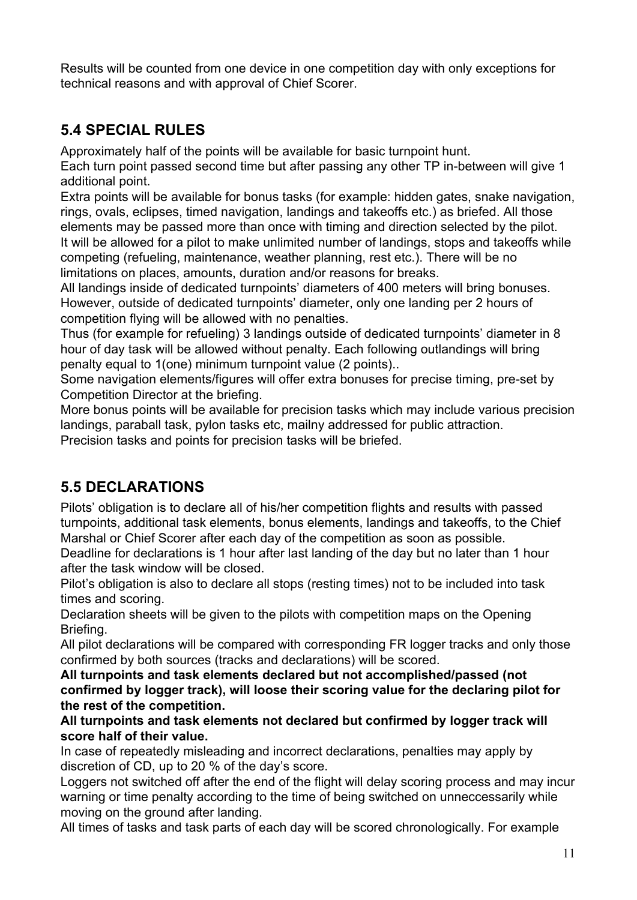Results will be counted from one device in one competition day with only exceptions for technical reasons and with approval of Chief Scorer.

## 5.4 SPECIAL RULES

Approximately half of the points will be available for basic turnpoint hunt.
Each turn point passed second time but after passing any other TP in-between will give 1 additional point.
Extra points will be available for bonus tasks (for example: hidden gates, snake navigation, rings, ovals, eclipses, timed navigation, landings and takeoffs etc.) as briefed. All those elements may be passed more than once with timing and direction selected by the pilot.
It will be allowed for a pilot to make unlimited number of landings, stops and takeoffs while competing (refueling, maintenance, weather planning, rest etc.). There will be no limitations on places, amounts, duration and/or reasons for breaks.
All landings inside of dedicated turnpoints' diameters of 400 meters will bring bonuses. However, outside of dedicated turnpoints' diameter, only one landing per 2 hours of competition flying will be allowed with no penalties.
Thus (for example for refueling) 3 landings outside of dedicated turnpoints' diameter in 8 hour of day task will be allowed without penalty. Each following outlandings will bring penalty equal to 1(one) minimum turnpoint value (2 points)..
Some navigation elements/figures will offer extra bonuses for precise timing, pre-set by Competition Director at the briefing.
More bonus points will be available for precision tasks which may include various precision landings, paraball task, pylon tasks etc, mailny addressed for public attraction.
Precision tasks and points for precision tasks will be briefed.

## 5.5 DECLARATIONS

Pilots' obligation is to declare all of his/her competition flights and results with passed turnpoints, additional task elements, bonus elements, landings and takeoffs, to the Chief Marshal or Chief Scorer after each day of the competition as soon as possible.
Deadline for declarations is 1 hour after last landing of the day but no later than 1 hour after the task window will be closed.
Pilot's obligation is also to declare all stops (resting times) not to be included into task times and scoring.
Declaration sheets will be given to the pilots with competition maps on the Opening Briefing.
All pilot declarations will be compared with corresponding FR logger tracks and only those confirmed by both sources (tracks and declarations) will be scored.
**All turnpoints and task elements declared but not accomplished/passed (not confirmed by logger track), will loose their scoring value for the declaring pilot for the rest of the competition.**
**All turnpoints and task elements not declared but confirmed by logger track will score half of their value.**
In case of repeatedly misleading and incorrect declarations, penalties may apply by discretion of CD, up to 20 % of the day's score.
Loggers not switched off after the end of the flight will delay scoring process and may incur warning or time penalty according to the time of being switched on unneccessarily while moving on the ground after landing.
All times of tasks and task parts of each day will be scored chronologically. For example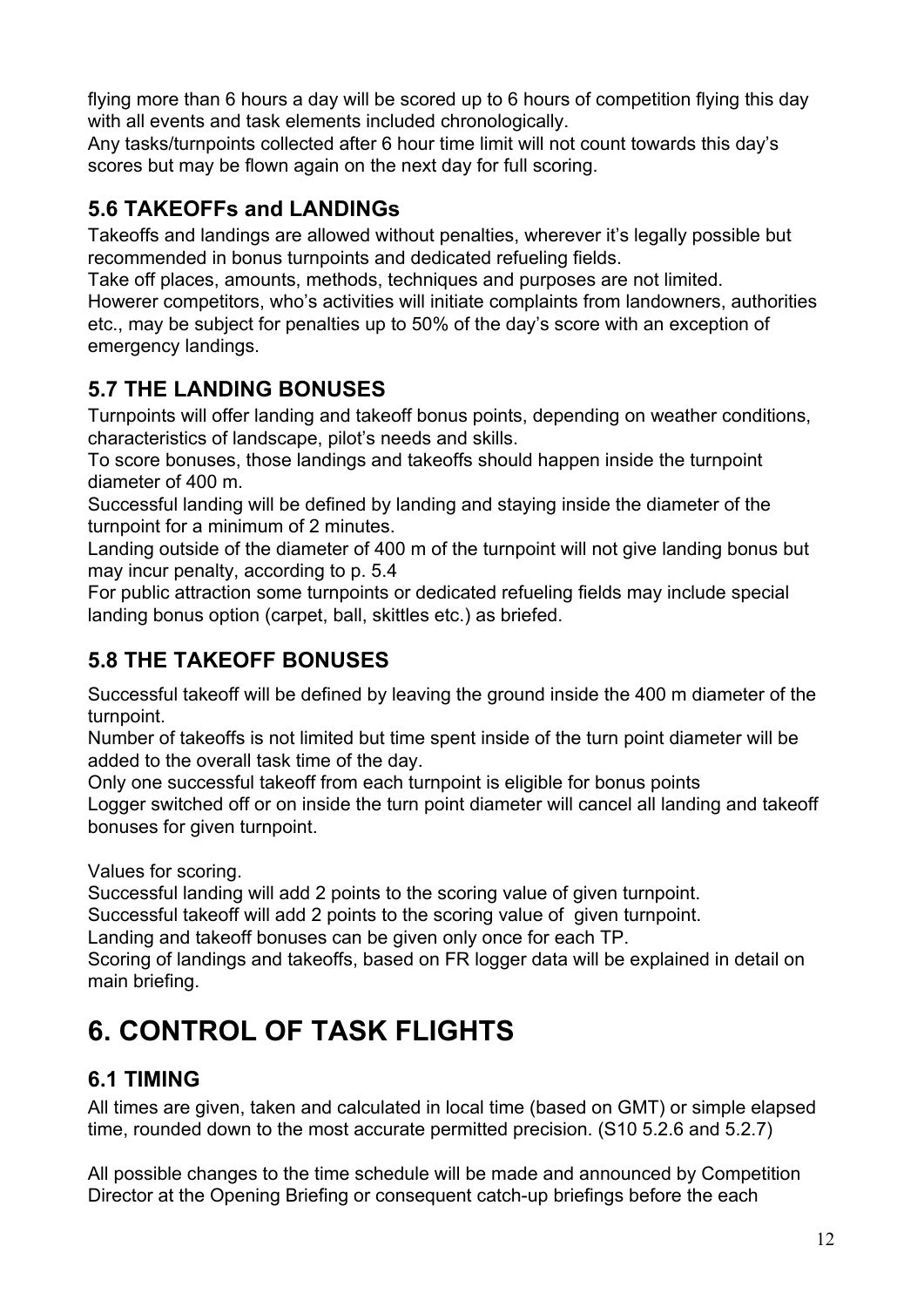flying more than 6 hours a day will be scored up to 6 hours of competition flying this day with all events and task elements included chronologically.

Any tasks/turnpoints collected after 6 hour time limit will not count towards this day's scores but may be flown again on the next day for full scoring.

### 5.6 TAKEOFFs and LANDINGs

Takeoffs and landings are allowed without penalties, wherever it's legally possible but recommended in bonus turnpoints and dedicated refueling fields.

Take off places, amounts, methods, techniques and purposes are not limited.

Howerer competitors, who's activities will initiate complaints from landowners, authorities etc., may be subject for penalties up to 50% of the day's score with an exception of emergency landings.

### 5.7 THE LANDING BONUSES

Turnpoints will offer landing and takeoff bonus points, depending on weather conditions, characteristics of landscape, pilot's needs and skills.

To score bonuses, those landings and takeoffs should happen inside the turnpoint diameter of 400 m.

Successful landing will be defined by landing and staying inside the diameter of the turnpoint for a minimum of 2 minutes.

Landing outside of the diameter of 400 m of the turnpoint will not give landing bonus but may incur penalty, according to p. 5.4

For public attraction some turnpoints or dedicated refueling fields may include special landing bonus option (carpet, ball, skittles etc.) as briefed.

### 5.8 THE TAKEOFF BONUSES

Successful takeoff will be defined by leaving the ground inside the 400 m diameter of the turnpoint.

Number of takeoffs is not limited but time spent inside of the turn point diameter will be added to the overall task time of the day.

Only one successful takeoff from each turnpoint is eligible for bonus points

Logger switched off or on inside the turn point diameter will cancel all landing and takeoff bonuses for given turnpoint.

Values for scoring.

Successful landing will add 2 points to the scoring value of given turnpoint.

Successful takeoff will add 2 points to the scoring value of given turnpoint.

Landing and takeoff bonuses can be given only once for each TP.

Scoring of landings and takeoffs, based on FR logger data will be explained in detail on main briefing.

# 6. CONTROL OF TASK FLIGHTS

### 6.1 TIMING

All times are given, taken and calculated in local time (based on GMT) or simple elapsed time, rounded down to the most accurate permitted precision. (S10 5.2.6 and 5.2.7)

All possible changes to the time schedule will be made and announced by Competition Director at the Opening Briefing or consequent catch-up briefings before the each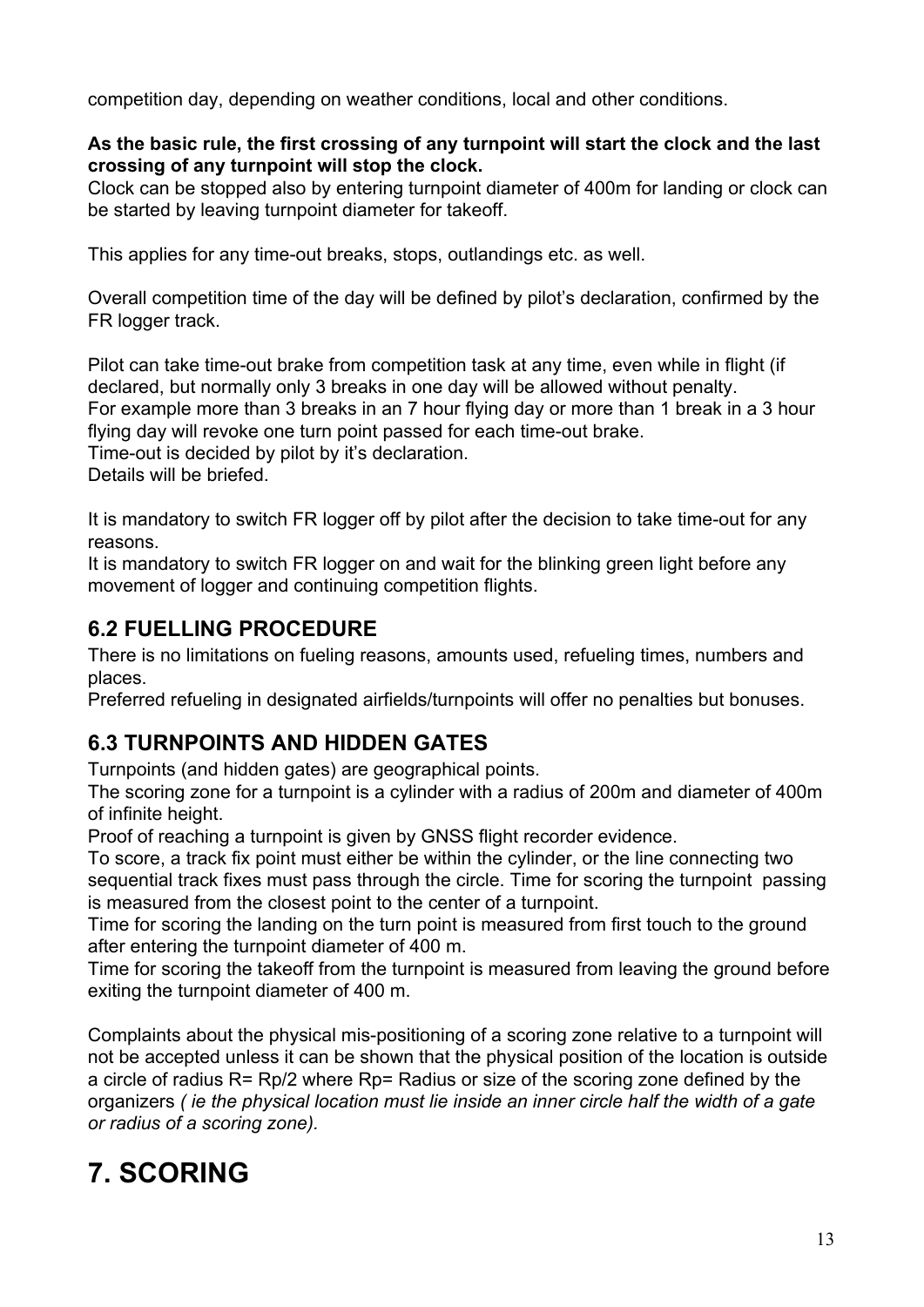competition day, depending on weather conditions, local and other conditions.

**As the basic rule, the first crossing of any turnpoint will start the clock and the last crossing of any turnpoint will stop the clock.**

Clock can be stopped also by entering turnpoint diameter of 400m for landing or clock can be started by leaving turnpoint diameter for takeoff.

This applies for any time-out breaks, stops, outlandings etc. as well.

Overall competition time of the day will be defined by pilot's declaration, confirmed by the FR logger track.

Pilot can take time-out brake from competition task at any time, even while in flight (if declared, but normally only 3 breaks in one day will be allowed without penalty.
For example more than 3 breaks in an 7 hour flying day or more than 1 break in a 3 hour flying day will revoke one turn point passed for each time-out brake.
Time-out is decided by pilot by it's declaration.
Details will be briefed.

It is mandatory to switch FR logger off by pilot after the decision to take time-out for any reasons.
It is mandatory to switch FR logger on and wait for the blinking green light before any movement of logger and continuing competition flights.

## 6.2 FUELLING PROCEDURE

There is no limitations on fueling reasons, amounts used, refueling times, numbers and places.
Preferred refueling in designated airfields/turnpoints will offer no penalties but bonuses.

## 6.3 TURNPOINTS AND HIDDEN GATES

Turnpoints (and hidden gates) are geographical points.
The scoring zone for a turnpoint is a cylinder with a radius of 200m and diameter of 400m of infinite height.
Proof of reaching a turnpoint is given by GNSS flight recorder evidence.
To score, a track fix point must either be within the cylinder, or the line connecting two sequential track fixes must pass through the circle. Time for scoring the turnpoint passing is measured from the closest point to the center of a turnpoint.
Time for scoring the landing on the turn point is measured from first touch to the ground after entering the turnpoint diameter of 400 m.
Time for scoring the takeoff from the turnpoint is measured from leaving the ground before exiting the turnpoint diameter of 400 m.

Complaints about the physical mis-positioning of a scoring zone relative to a turnpoint will not be accepted unless it can be shown that the physical position of the location is outside a circle of radius R= Rp/2 where Rp= Radius or size of the scoring zone defined by the organizers *( ie the physical location must lie inside an inner circle half the width of a gate or radius of a scoring zone).*

# 7. SCORING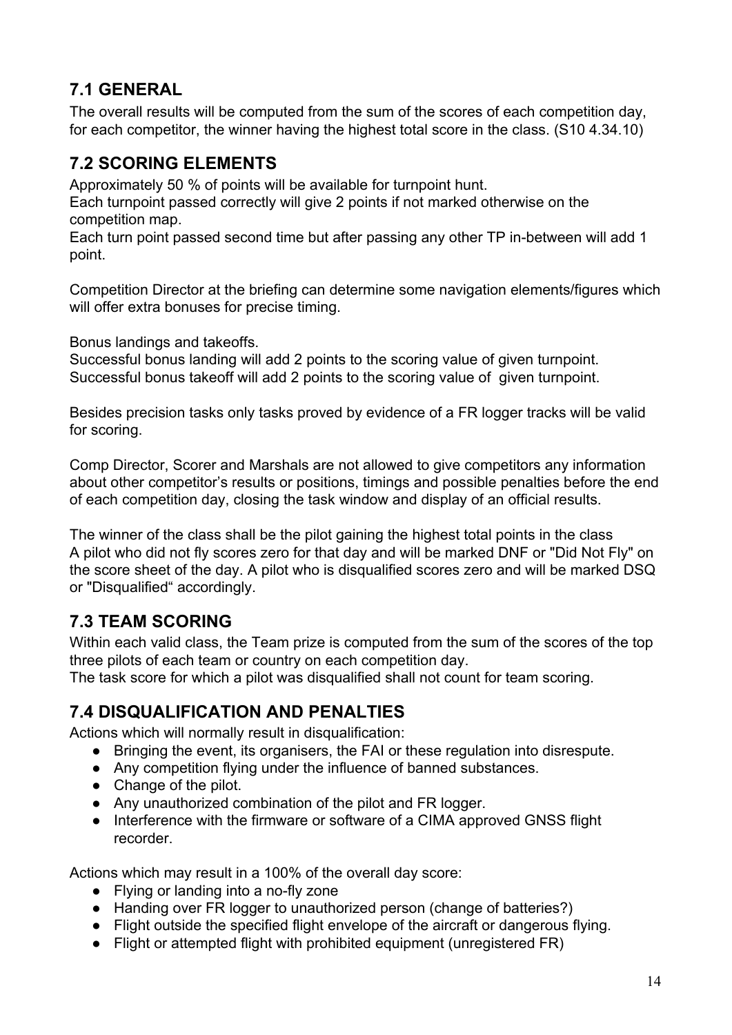## 7.1 GENERAL

The overall results will be computed from the sum of the scores of each competition day, for each competitor, the winner having the highest total score in the class. (S10 4.34.10)

## 7.2 SCORING ELEMENTS

Approximately 50 % of points will be available for turnpoint hunt.
Each turnpoint passed correctly will give 2 points if not marked otherwise on the competition map.
Each turn point passed second time but after passing any other TP in-between will add 1 point.

Competition Director at the briefing can determine some navigation elements/figures which will offer extra bonuses for precise timing.

Bonus landings and takeoffs.
Successful bonus landing will add 2 points to the scoring value of given turnpoint.
Successful bonus takeoff will add 2 points to the scoring value of given turnpoint.

Besides precision tasks only tasks proved by evidence of a FR logger tracks will be valid for scoring.

Comp Director, Scorer and Marshals are not allowed to give competitors any information about other competitor's results or positions, timings and possible penalties before the end of each competition day, closing the task window and display of an official results.

The winner of the class shall be the pilot gaining the highest total points in the class
A pilot who did not fly scores zero for that day and will be marked DNF or "Did Not Fly" on the score sheet of the day. A pilot who is disqualified scores zero and will be marked DSQ or "Disqualified“ accordingly.

## 7.3 TEAM SCORING

Within each valid class, the Team prize is computed from the sum of the scores of the top three pilots of each team or country on each competition day.
The task score for which a pilot was disqualified shall not count for team scoring.

## 7.4 DISQUALIFICATION AND PENALTIES

Actions which will normally result in disqualification:

- Bringing the event, its organisers, the FAI or these regulation into disrespute.
- Any competition flying under the influence of banned substances.
- Change of the pilot.
- Any unauthorized combination of the pilot and FR logger.
- Interference with the firmware or software of a CIMA approved GNSS flight recorder.

Actions which may result in a 100% of the overall day score:

- Flying or landing into a no-fly zone
- Handing over FR logger to unauthorized person (change of batteries?)
- Flight outside the specified flight envelope of the aircraft or dangerous flying.
- Flight or attempted flight with prohibited equipment (unregistered FR)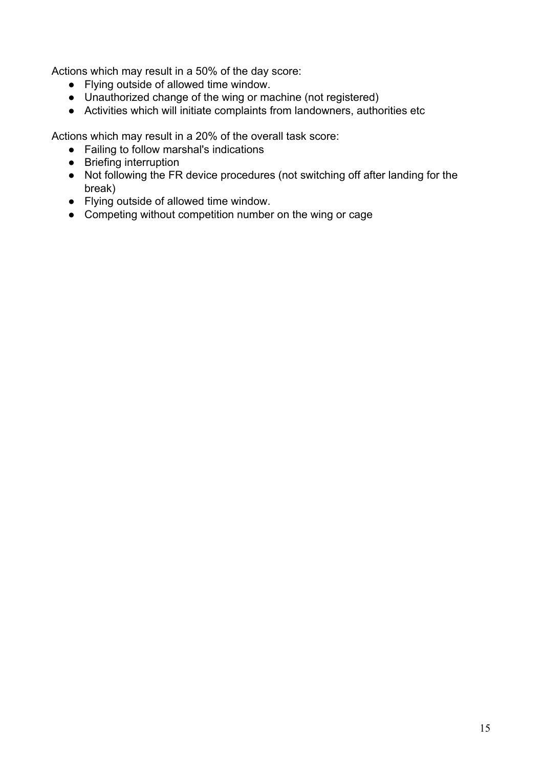Actions which may result in a 50% of the day score:

- Flying outside of allowed time window.
- Unauthorized change of the wing or machine (not registered)
- Activities which will initiate complaints from landowners, authorities etc

Actions which may result in a 20% of the overall task score:

- Failing to follow marshal's indications
- Briefing interruption
- Not following the FR device procedures (not switching off after landing for the break)
- Flying outside of allowed time window.
- Competing without competition number on the wing or cage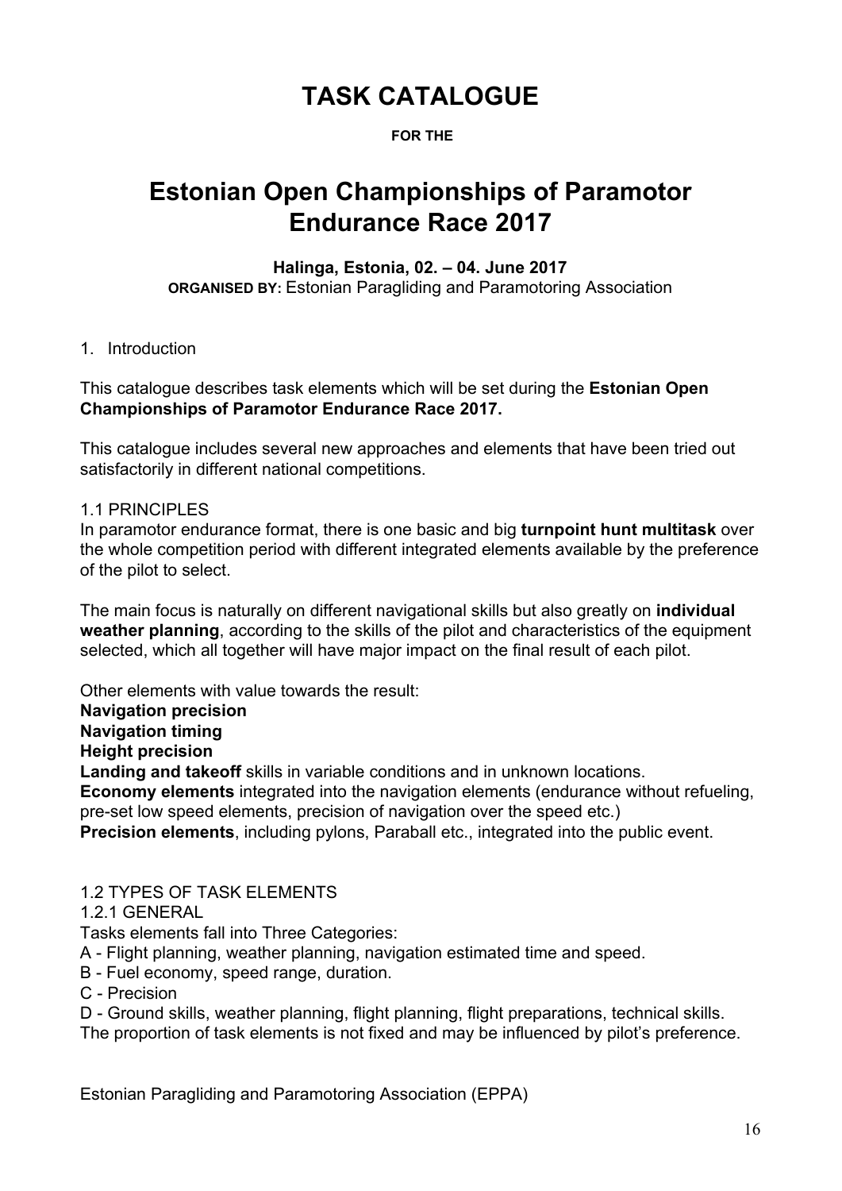# TASK CATALOGUE

**FOR THE**

# Estonian Open Championships of Paramotor Endurance Race 2017

**Halinga, Estonia, 02. – 04. June 2017**

**ORGANISED BY:** Estonian Paragliding and Paramotoring Association

1. Introduction

This catalogue describes task elements which will be set during the **Estonian Open Championships of Paramotor Endurance Race 2017.**

This catalogue includes several new approaches and elements that have been tried out satisfactorily in different national competitions.

1.1 PRINCIPLES

In paramotor endurance format, there is one basic and big **turnpoint hunt multitask** over the whole competition period with different integrated elements available by the preference of the pilot to select.

The main focus is naturally on different navigational skills but also greatly on **individual weather planning**, according to the skills of the pilot and characteristics of the equipment selected, which all together will have major impact on the final result of each pilot.

Other elements with value towards the result:

**Navigation precision**

**Navigation timing**

**Height precision**

**Landing and takeoff** skills in variable conditions and in unknown locations.

**Economy elements** integrated into the navigation elements (endurance without refueling, pre-set low speed elements, precision of navigation over the speed etc.)

**Precision elements**, including pylons, Paraball etc., integrated into the public event.

1.2 TYPES OF TASK ELEMENTS

1.2.1 GENERAL

Tasks elements fall into Three Categories:

A - Flight planning, weather planning, navigation estimated time and speed.

B - Fuel economy, speed range, duration.

C - Precision

D - Ground skills, weather planning, flight planning, flight preparations, technical skills.

The proportion of task elements is not fixed and may be influenced by pilot's preference.

Estonian Paragliding and Paramotoring Association (EPPA)